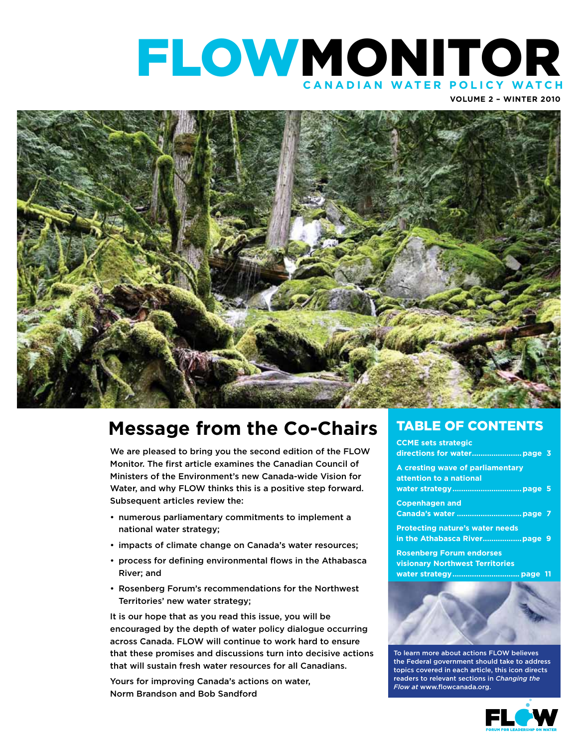# FLOWMONITOR

CANADIAN WATER POLICY WATCH

VOLUME 2 – WINTER 2010

## Message from the Co-Chairs

We are pleased to bring you the second edition of the FLOW Monitor. The first article examines the Canadian Council of Ministers of the Environment's new Canada-wide Vision for Water, and why FLOW thinks this is a positive step forward. Subsequent articles review the:

- numerous parliamentary commitments to implement a national water strategy;
- impacts of climate change on Canada's water resources;
- process for defining environmental flows in the Athabasca River; and
- Rosenberg Forum's recommendations for the Northwest Territories' new water strategy;

It is our hope that as you read this issue, you will be encouraged by the depth of water policy dialogue occurring across Canada. FLOW will continue to work hard to ensure that these promises and discussions turn into decisive actions that will sustain fresh water resources for all Canadians.

Yours for improving Canada's actions on water,
Norm Brandson and Bob Sandford

## TABLE OF CONTENTS

- CCME sets strategic directions for water ....................... page 3
- A cresting wave of parliamentary attention to a national water strategy ................................ page 5
- Copenhagen and Canada's water .............................. page 7
- Protecting nature's water needs in the Athabasca River.................. page 9
- Rosenberg Forum endorses visionary Northwest Territories water strategy ............................... page 11

To learn more about actions FLOW believes the Federal government should take to address topics covered in each article, this icon directs readers to relevant sections in *Changing the Flow at* www.flowcanada.org.

FLOW
FORUM FOR LEADERSHIP ON WATER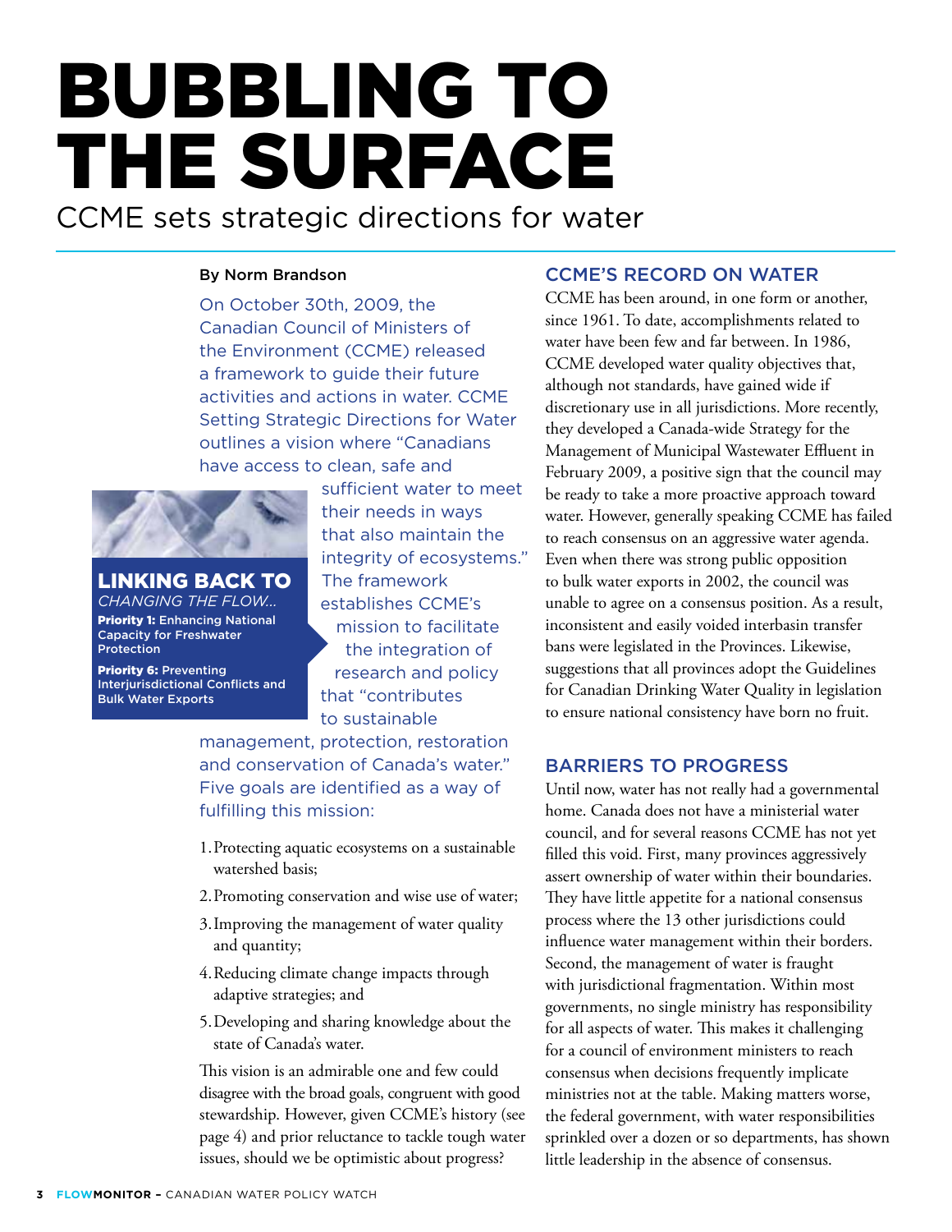# BUBBLING TO THE SURFACE

## CCME sets strategic directions for water

By Norm Brandson

On October 30th, 2009, the Canadian Council of Ministers of the Environment (CCME) released a framework to guide their future activities and actions in water. CCME Setting Strategic Directions for Water outlines a vision where "Canadians have access to clean, safe and sufficient water to meet their needs in ways that also maintain the integrity of ecosystems." The framework establishes CCME's mission to facilitate the integration of research and policy that "contributes to sustainable management, protection, restoration and conservation of Canada's water." Five goals are identified as a way of fulfilling this mission:

> **LINKING BACK TO** *CHANGING THE FLOW...*
>
> **Priority 1:** Enhancing National Capacity for Freshwater Protection
>
> **Priority 6:** Preventing Interjurisdictional Conflicts and Bulk Water Exports

1. Protecting aquatic ecosystems on a sustainable watershed basis;
2. Promoting conservation and wise use of water;
3. Improving the management of water quality and quantity;
4. Reducing climate change impacts through adaptive strategies; and
5. Developing and sharing knowledge about the state of Canada's water.

This vision is an admirable one and few could disagree with the broad goals, congruent with good stewardship. However, given CCME's history (see page 4) and prior reluctance to tackle tough water issues, should we be optimistic about progress?

### CCME'S RECORD ON WATER

CCME has been around, in one form or another, since 1961. To date, accomplishments related to water have been few and far between. In 1986, CCME developed water quality objectives that, although not standards, have gained wide if discretionary use in all jurisdictions. More recently, they developed a Canada-wide Strategy for the Management of Municipal Wastewater Effluent in February 2009, a positive sign that the council may be ready to take a more proactive approach toward water. However, generally speaking CCME has failed to reach consensus on an aggressive water agenda. Even when there was strong public opposition to bulk water exports in 2002, the council was unable to agree on a consensus position. As a result, inconsistent and easily voided interbasin transfer bans were legislated in the Provinces. Likewise, suggestions that all provinces adopt the Guidelines for Canadian Drinking Water Quality in legislation to ensure national consistency have born no fruit.

### BARRIERS TO PROGRESS

Until now, water has not really had a governmental home. Canada does not have a ministerial water council, and for several reasons CCME has not yet filled this void. First, many provinces aggressively assert ownership of water within their boundaries. They have little appetite for a national consensus process where the 13 other jurisdictions could influence water management within their borders. Second, the management of water is fraught with jurisdictional fragmentation. Within most governments, no single ministry has responsibility for all aspects of water. This makes it challenging for a council of environment ministers to reach consensus when decisions frequently implicate ministries not at the table. Making matters worse, the federal government, with water responsibilities sprinkled over a dozen or so departments, has shown little leadership in the absence of consensus.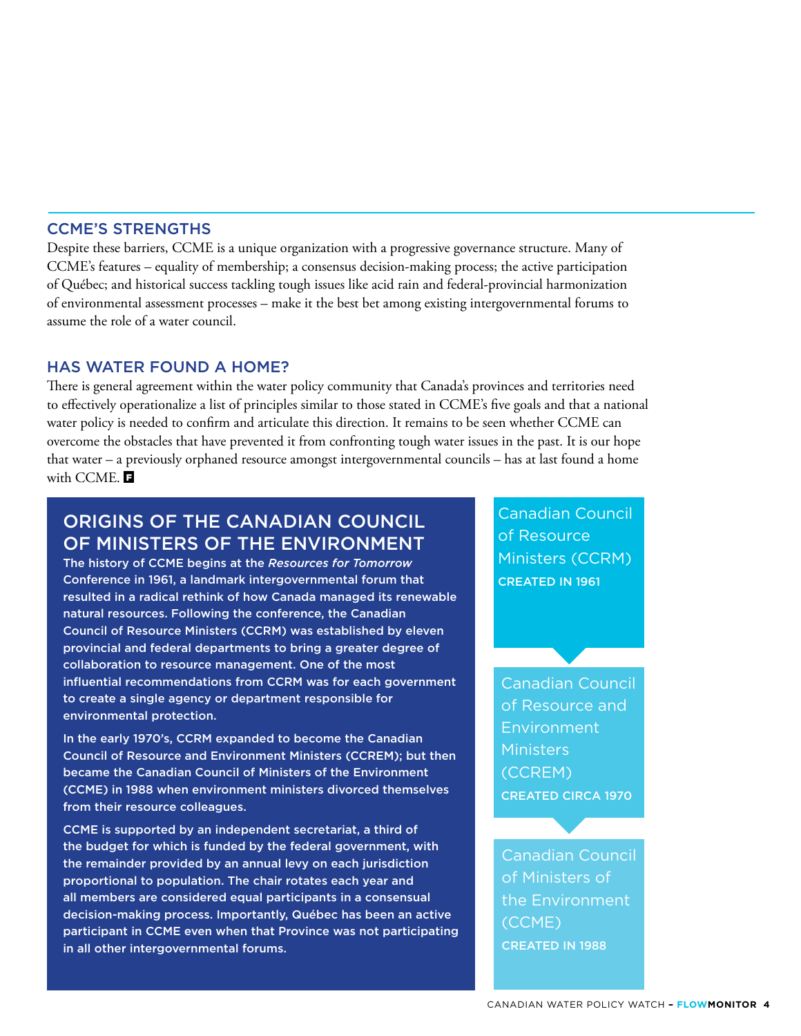## CCME'S STRENGTHS

Despite these barriers, CCME is a unique organization with a progressive governance structure. Many of CCME's features – equality of membership; a consensus decision-making process; the active participation of Québec; and historical success tackling tough issues like acid rain and federal-provincial harmonization of environmental assessment processes – make it the best bet among existing intergovernmental forums to assume the role of a water council.

## HAS WATER FOUND A HOME?

There is general agreement within the water policy community that Canada's provinces and territories need to effectively operationalize a list of principles similar to those stated in CCME's five goals and that a national water policy is needed to confirm and articulate this direction. It remains to be seen whether CCME can overcome the obstacles that have prevented it from confronting tough water issues in the past. It is our hope that water – a previously orphaned resource amongst intergovernmental councils – has at last found a home with CCME.

## ORIGINS OF THE CANADIAN COUNCIL OF MINISTERS OF THE ENVIRONMENT

The history of CCME begins at the *Resources for Tomorrow* Conference in 1961, a landmark intergovernmental forum that resulted in a radical rethink of how Canada managed its renewable natural resources. Following the conference, the Canadian Council of Resource Ministers (CCRM) was established by eleven provincial and federal departments to bring a greater degree of collaboration to resource management. One of the most influential recommendations from CCRM was for each government to create a single agency or department responsible for environmental protection.

In the early 1970's, CCRM expanded to become the Canadian Council of Resource and Environment Ministers (CCREM); but then became the Canadian Council of Ministers of the Environment (CCME) in 1988 when environment ministers divorced themselves from their resource colleagues.

CCME is supported by an independent secretariat, a third of the budget for which is funded by the federal government, with the remainder provided by an annual levy on each jurisdiction proportional to population. The chair rotates each year and all members are considered equal participants in a consensual decision-making process. Importantly, Québec has been an active participant in CCME even when that Province was not participating in all other intergovernmental forums.

Canadian Council of Resource Ministers (CCRM)
CREATED IN 1961

Canadian Council of Resource and Environment Ministers (CCREM)
CREATED CIRCA 1970

Canadian Council of Ministers of the Environment (CCME)
CREATED IN 1988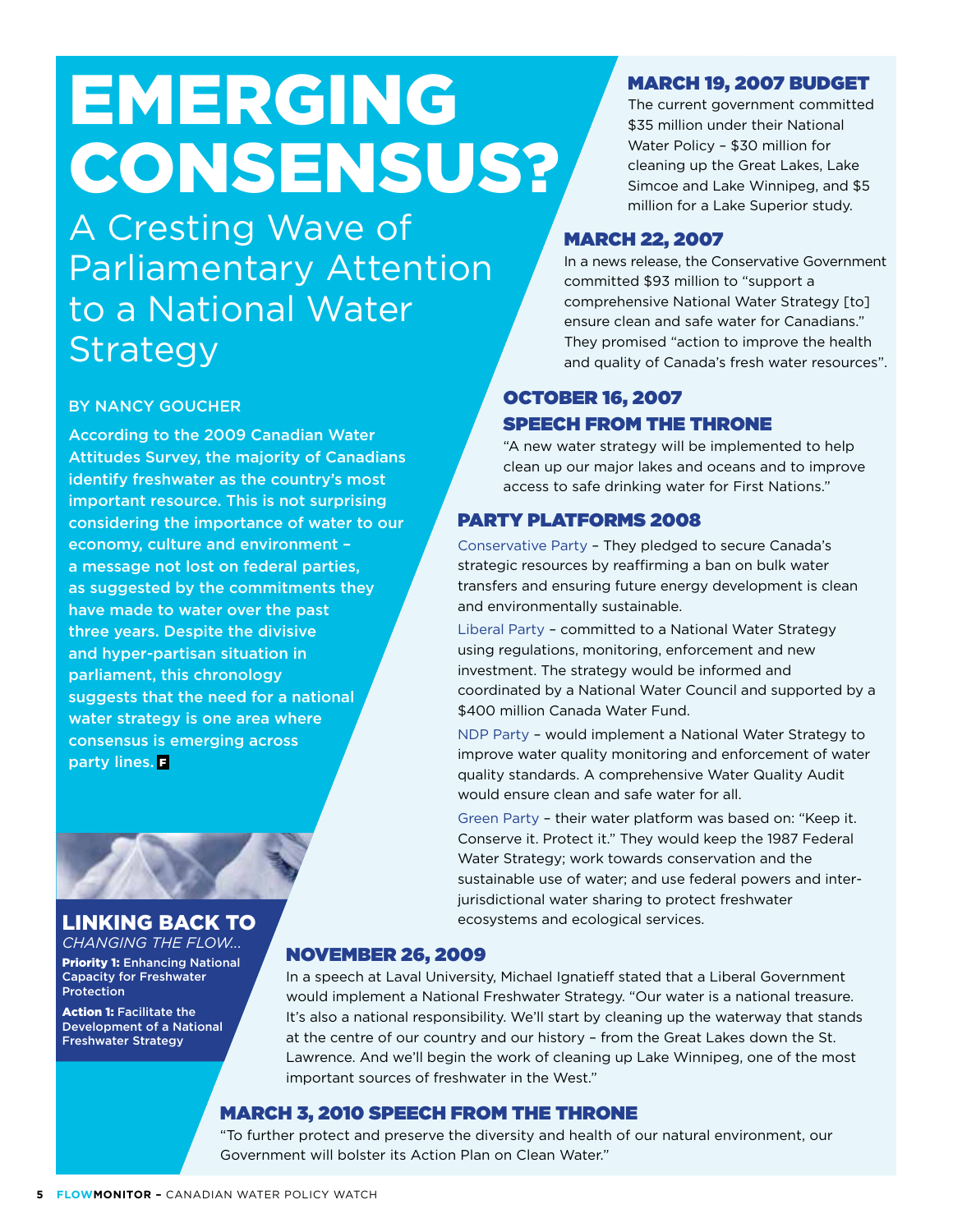# EMERGING CONSENSUS?

## A Cresting Wave of Parliamentary Attention to a National Water Strategy

BY NANCY GOUCHER

**According to the 2009 Canadian Water Attitudes Survey, the majority of Canadians identify freshwater as the country's most important resource. This is not surprising considering the importance of water to our economy, culture and environment – a message not lost on federal parties, as suggested by the commitments they have made to water over the past three years. Despite the divisive and hyper-partisan situation in parliament, this chronology suggests that the need for a national water strategy is one area where consensus is emerging across party lines.**

### MARCH 19, 2007 BUDGET

The current government committed $35 million under their National Water Policy – $30 million for cleaning up the Great Lakes, Lake Simcoe and Lake Winnipeg, and $5 million for a Lake Superior study.

### MARCH 22, 2007

In a news release, the Conservative Government committed $93 million to "support a comprehensive National Water Strategy [to] ensure clean and safe water for Canadians." They promised "action to improve the health and quality of Canada's fresh water resources".

### OCTOBER 16, 2007 SPEECH FROM THE THRONE

"A new water strategy will be implemented to help clean up our major lakes and oceans and to improve access to safe drinking water for First Nations."

### PARTY PLATFORMS 2008

Conservative Party – They pledged to secure Canada's strategic resources by reaffirming a ban on bulk water transfers and ensuring future energy development is clean and environmentally sustainable.

Liberal Party – committed to a National Water Strategy using regulations, monitoring, enforcement and new investment. The strategy would be informed and coordinated by a National Water Council and supported by a $400 million Canada Water Fund.

NDP Party – would implement a National Water Strategy to improve water quality monitoring and enforcement of water quality standards. A comprehensive Water Quality Audit would ensure clean and safe water for all.

Green Party – their water platform was based on: "Keep it. Conserve it. Protect it." They would keep the 1987 Federal Water Strategy; work towards conservation and the sustainable use of water; and use federal powers and inter-jurisdictional water sharing to protect freshwater ecosystems and ecological services.

### NOVEMBER 26, 2009

In a speech at Laval University, Michael Ignatieff stated that a Liberal Government would implement a National Freshwater Strategy. "Our water is a national treasure. It's also a national responsibility. We'll start by cleaning up the waterway that stands at the centre of our country and our history – from the Great Lakes down the St. Lawrence. And we'll begin the work of cleaning up Lake Winnipeg, one of the most important sources of freshwater in the West."

### MARCH 3, 2010 SPEECH FROM THE THRONE

"To further protect and preserve the diversity and health of our natural environment, our Government will bolster its Action Plan on Clean Water."

### LINKING BACK TO

*CHANGING THE FLOW...*

**Priority 1:** Enhancing National Capacity for Freshwater Protection

**Action 1:** Facilitate the Development of a National Freshwater Strategy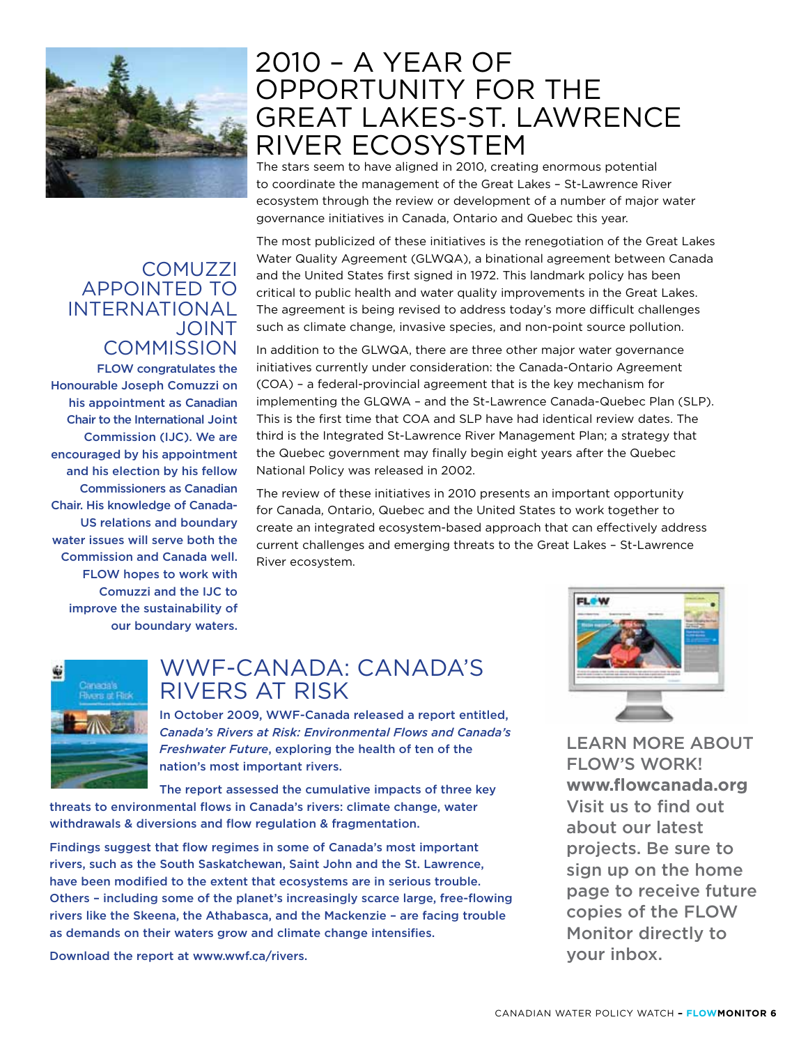# 2010 – A YEAR OF OPPORTUNITY FOR THE GREAT LAKES-ST. LAWRENCE RIVER ECOSYSTEM

The stars seem to have aligned in 2010, creating enormous potential to coordinate the management of the Great Lakes – St-Lawrence River ecosystem through the review or development of a number of major water governance initiatives in Canada, Ontario and Quebec this year.

The most publicized of these initiatives is the renegotiation of the Great Lakes Water Quality Agreement (GLWQA), a binational agreement between Canada and the United States first signed in 1972. This landmark policy has been critical to public health and water quality improvements in the Great Lakes. The agreement is being revised to address today's more difficult challenges such as climate change, invasive species, and non-point source pollution.

In addition to the GLWQA, there are three other major water governance initiatives currently under consideration: the Canada-Ontario Agreement (COA) – a federal-provincial agreement that is the key mechanism for implementing the GLQWA – and the St-Lawrence Canada-Quebec Plan (SLP). This is the first time that COA and SLP have had identical review dates. The third is the Integrated St-Lawrence River Management Plan; a strategy that the Quebec government may finally begin eight years after the Quebec National Policy was released in 2002.

The review of these initiatives in 2010 presents an important opportunity for Canada, Ontario, Quebec and the United States to work together to create an integrated ecosystem-based approach that can effectively address current challenges and emerging threats to the Great Lakes – St-Lawrence River ecosystem.

## COMUZZI APPOINTED TO INTERNATIONAL JOINT COMMISSION

FLOW congratulates the Honourable Joseph Comuzzi on his appointment as Canadian Chair to the International Joint Commission (IJC). We are encouraged by his appointment and his election by his fellow Commissioners as Canadian Chair. His knowledge of Canada-US relations and boundary water issues will serve both the Commission and Canada well. FLOW hopes to work with Comuzzi and the IJC to improve the sustainability of our boundary waters.

## WWF-CANADA: CANADA'S RIVERS AT RISK

In October 2009, WWF-Canada released a report entitled, *Canada's Rivers at Risk: Environmental Flows and Canada's Freshwater Future*, exploring the health of ten of the nation's most important rivers.

The report assessed the cumulative impacts of three key threats to environmental flows in Canada's rivers: climate change, water withdrawals & diversions and flow regulation & fragmentation.

Findings suggest that flow regimes in some of Canada's most important rivers, such as the South Saskatchewan, Saint John and the St. Lawrence, have been modified to the extent that ecosystems are in serious trouble. Others – including some of the planet's increasingly scarce large, free-flowing rivers like the Skeena, the Athabasca, and the Mackenzie – are facing trouble as demands on their waters grow and climate change intensifies.

Download the report at www.wwf.ca/rivers.

## LEARN MORE ABOUT FLOW'S WORK!

**www.flowcanada.org**

Visit us to find out about our latest projects. Be sure to sign up on the home page to receive future copies of the FLOW Monitor directly to your inbox.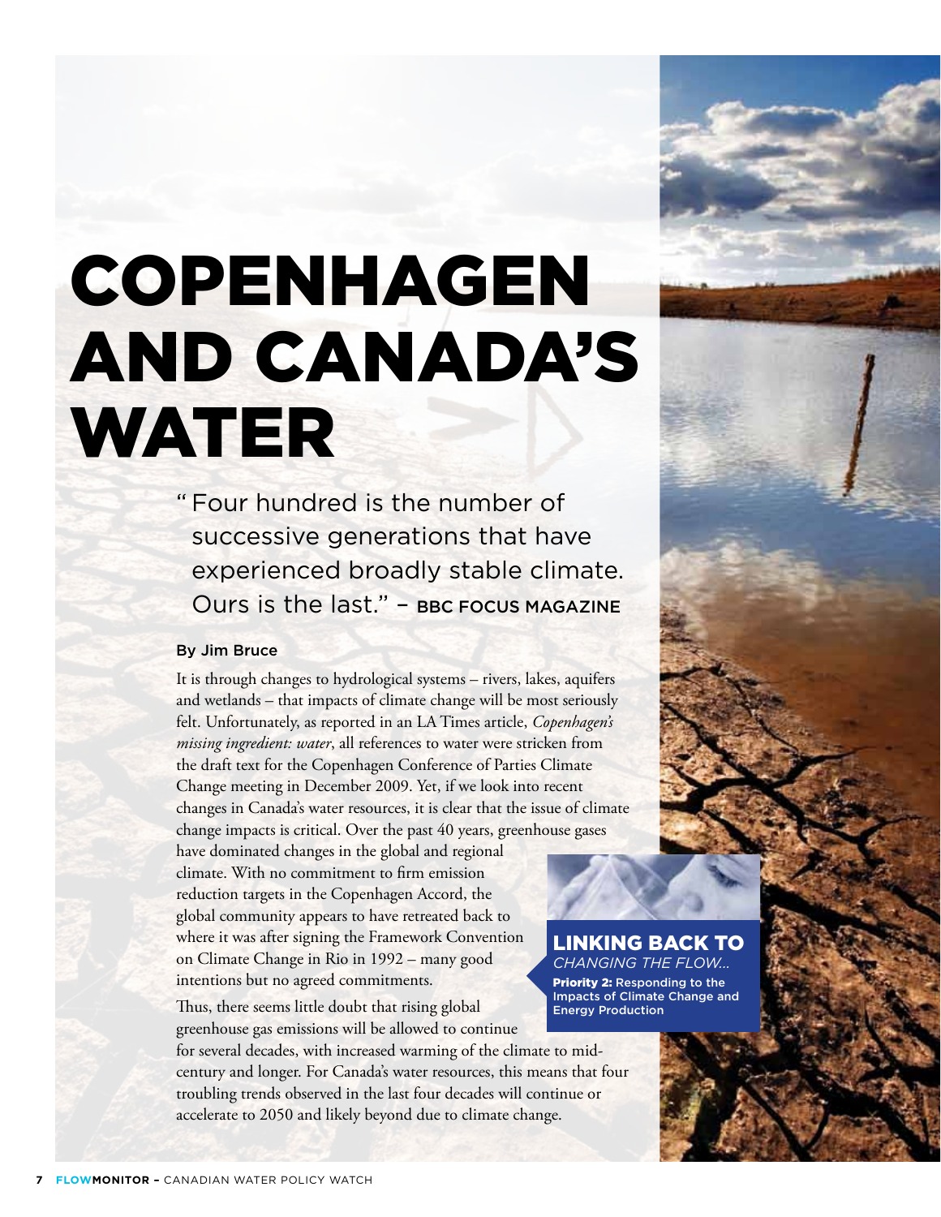# COPENHAGEN AND CANADA'S WATER

> "Four hundred is the number of successive generations that have experienced broadly stable climate. Ours is the last." – BBC FOCUS MAGAZINE

**By Jim Bruce**

It is through changes to hydrological systems – rivers, lakes, aquifers and wetlands – that impacts of climate change will be most seriously felt. Unfortunately, as reported in an LA Times article, *Copenhagen's missing ingredient: water*, all references to water were stricken from the draft text for the Copenhagen Conference of Parties Climate Change meeting in December 2009. Yet, if we look into recent changes in Canada's water resources, it is clear that the issue of climate change impacts is critical. Over the past 40 years, greenhouse gases have dominated changes in the global and regional climate. With no commitment to firm emission reduction targets in the Copenhagen Accord, the global community appears to have retreated back to where it was after signing the Framework Convention on Climate Change in Rio in 1992 – many good intentions but no agreed commitments.

Thus, there seems little doubt that rising global greenhouse gas emissions will be allowed to continue for several decades, with increased warming of the climate to mid-century and longer. For Canada's water resources, this means that four troubling trends observed in the last four decades will continue or accelerate to 2050 and likely beyond due to climate change.

**LINKING BACK TO** *CHANGING THE FLOW...*
**Priority 2:** Responding to the Impacts of Climate Change and Energy Production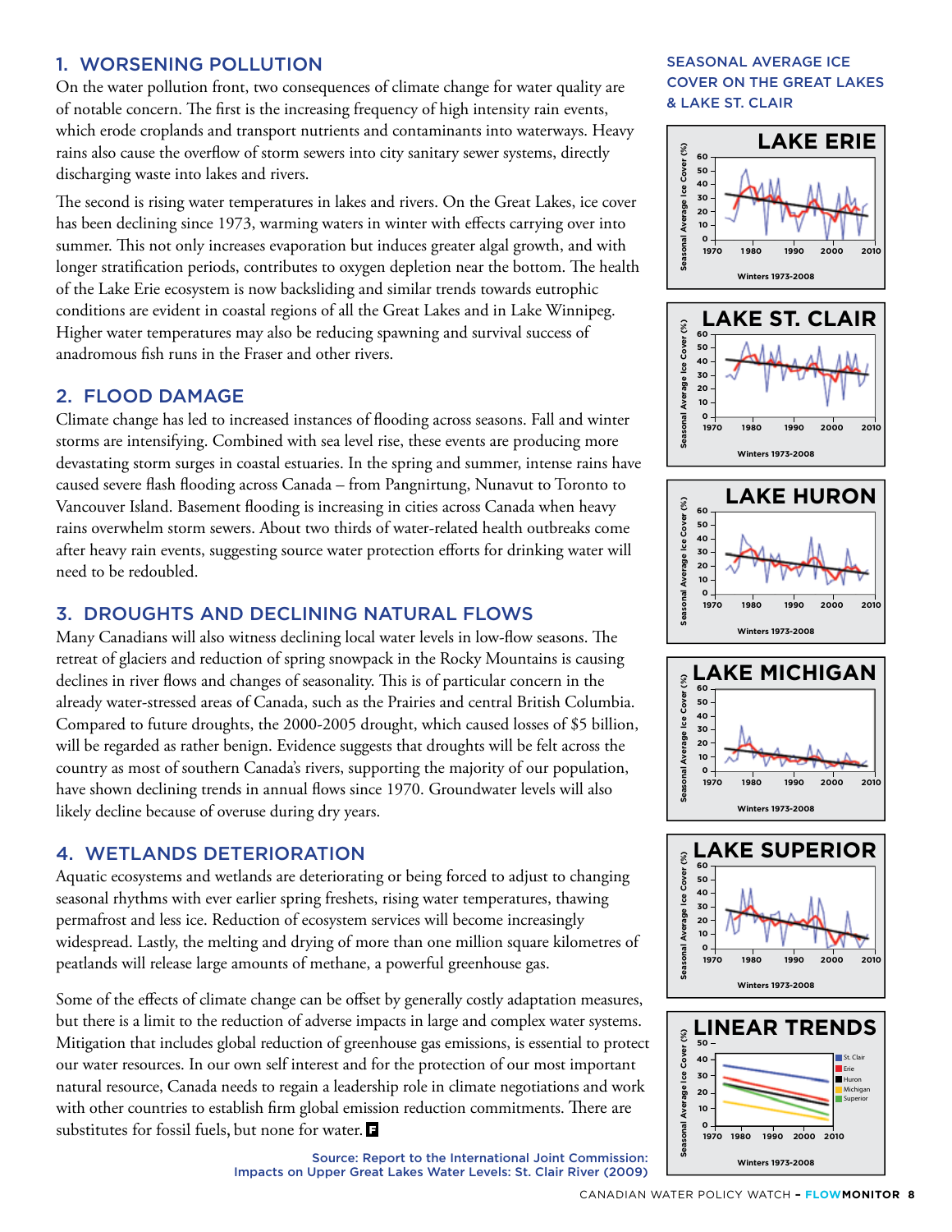## 1. WORSENING POLLUTION

On the water pollution front, two consequences of climate change for water quality are of notable concern. The first is the increasing frequency of high intensity rain events, which erode croplands and transport nutrients and contaminants into waterways. Heavy rains also cause the overflow of storm sewers into city sanitary sewer systems, directly discharging waste into lakes and rivers.

The second is rising water temperatures in lakes and rivers. On the Great Lakes, ice cover has been declining since 1973, warming waters in winter with effects carrying over into summer. This not only increases evaporation but induces greater algal growth, and with longer stratification periods, contributes to oxygen depletion near the bottom. The health of the Lake Erie ecosystem is now backsliding and similar trends towards eutrophic conditions are evident in coastal regions of all the Great Lakes and in Lake Winnipeg. Higher water temperatures may also be reducing spawning and survival success of anadromous fish runs in the Fraser and other rivers.

## 2. FLOOD DAMAGE

Climate change has led to increased instances of flooding across seasons. Fall and winter storms are intensifying. Combined with sea level rise, these events are producing more devastating storm surges in coastal estuaries. In the spring and summer, intense rains have caused severe flash flooding across Canada – from Pangnirtung, Nunavut to Toronto to Vancouver Island. Basement flooding is increasing in cities across Canada when heavy rains overwhelm storm sewers. About two thirds of water-related health outbreaks come after heavy rain events, suggesting source water protection efforts for drinking water will need to be redoubled.

## 3. DROUGHTS AND DECLINING NATURAL FLOWS

Many Canadians will also witness declining local water levels in low-flow seasons. The retreat of glaciers and reduction of spring snowpack in the Rocky Mountains is causing declines in river flows and changes of seasonality. This is of particular concern in the already water-stressed areas of Canada, such as the Prairies and central British Columbia. Compared to future droughts, the 2000-2005 drought, which caused losses of $5 billion, will be regarded as rather benign. Evidence suggests that droughts will be felt across the country as most of southern Canada's rivers, supporting the majority of our population, have shown declining trends in annual flows since 1970. Groundwater levels will also likely decline because of overuse during dry years.

## 4. WETLANDS DETERIORATION

Aquatic ecosystems and wetlands are deteriorating or being forced to adjust to changing seasonal rhythms with ever earlier spring freshets, rising water temperatures, thawing permafrost and less ice. Reduction of ecosystem services will become increasingly widespread. Lastly, the melting and drying of more than one million square kilometres of peatlands will release large amounts of methane, a powerful greenhouse gas.

Some of the effects of climate change can be offset by generally costly adaptation measures, but there is a limit to the reduction of adverse impacts in large and complex water systems. Mitigation that includes global reduction of greenhouse gas emissions, is essential to protect our water resources. In our own self interest and for the protection of our most important natural resource, Canada needs to regain a leadership role in climate negotiations and work with other countries to establish firm global emission reduction commitments. There are substitutes for fossil fuels, but none for water.

### SEASONAL AVERAGE ICE COVER ON THE GREAT LAKES & LAKE ST. CLAIR

LAKE ERIE — Seasonal Average Ice Cover (%), Winters 1973-2008

LAKE ST. CLAIR — Seasonal Average Ice Cover (%), Winters 1973-2008

LAKE HURON — Seasonal Average Ice Cover (%), Winters 1973-2008

LAKE MICHIGAN — Seasonal Average Ice Cover (%), Winters 1973-2008

LAKE SUPERIOR — Seasonal Average Ice Cover (%), Winters 1973-2008

LINEAR TRENDS — Seasonal Average Ice Cover (%), Winters 1973-2008 (St. Clair, Erie, Huron, Michigan, Superior)

Source: Report to the International Joint Commission: Impacts on Upper Great Lakes Water Levels: St. Clair River (2009)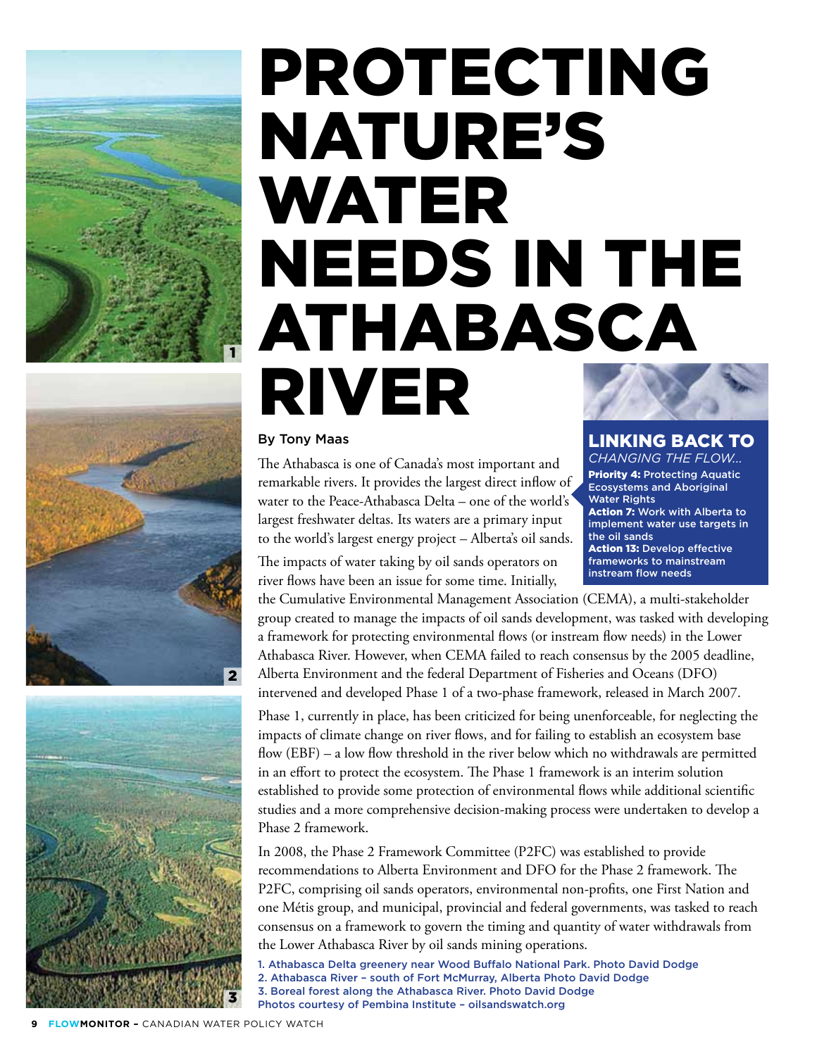# PROTECTING NATURE'S WATER NEEDS IN THE ATHABASCA RIVER

By Tony Maas

The Athabasca is one of Canada's most important and remarkable rivers. It provides the largest direct inflow of water to the Peace-Athabasca Delta – one of the world's largest freshwater deltas. Its waters are a primary input to the world's largest energy project – Alberta's oil sands.

The impacts of water taking by oil sands operators on river flows have been an issue for some time. Initially, the Cumulative Environmental Management Association (CEMA), a multi-stakeholder group created to manage the impacts of oil sands development, was tasked with developing a framework for protecting environmental flows (or instream flow needs) in the Lower Athabasca River. However, when CEMA failed to reach consensus by the 2005 deadline, Alberta Environment and the federal Department of Fisheries and Oceans (DFO) intervened and developed Phase 1 of a two-phase framework, released in March 2007.

## LINKING BACK TO

*CHANGING THE FLOW...*

**Priority 4:** Protecting Aquatic Ecosystems and Aboriginal Water Rights

**Action 7:** Work with Alberta to implement water use targets in the oil sands

**Action 13:** Develop effective frameworks to mainstream instream flow needs

Phase 1, currently in place, has been criticized for being unenforceable, for neglecting the impacts of climate change on river flows, and for failing to establish an ecosystem base flow (EBF) – a low flow threshold in the river below which no withdrawals are permitted in an effort to protect the ecosystem. The Phase 1 framework is an interim solution established to provide some protection of environmental flows while additional scientific studies and a more comprehensive decision-making process were undertaken to develop a Phase 2 framework.

In 2008, the Phase 2 Framework Committee (P2FC) was established to provide recommendations to Alberta Environment and DFO for the Phase 2 framework. The P2FC, comprising oil sands operators, environmental non-profits, one First Nation and one Métis group, and municipal, provincial and federal governments, was tasked to reach consensus on a framework to govern the timing and quantity of water withdrawals from the Lower Athabasca River by oil sands mining operations.

1. Athabasca Delta greenery near Wood Buffalo National Park. Photo David Dodge
2. Athabasca River – south of Fort McMurray, Alberta Photo David Dodge
3. Boreal forest along the Athabasca River. Photo David Dodge

Photos courtesy of Pembina Institute – oilsandswatch.org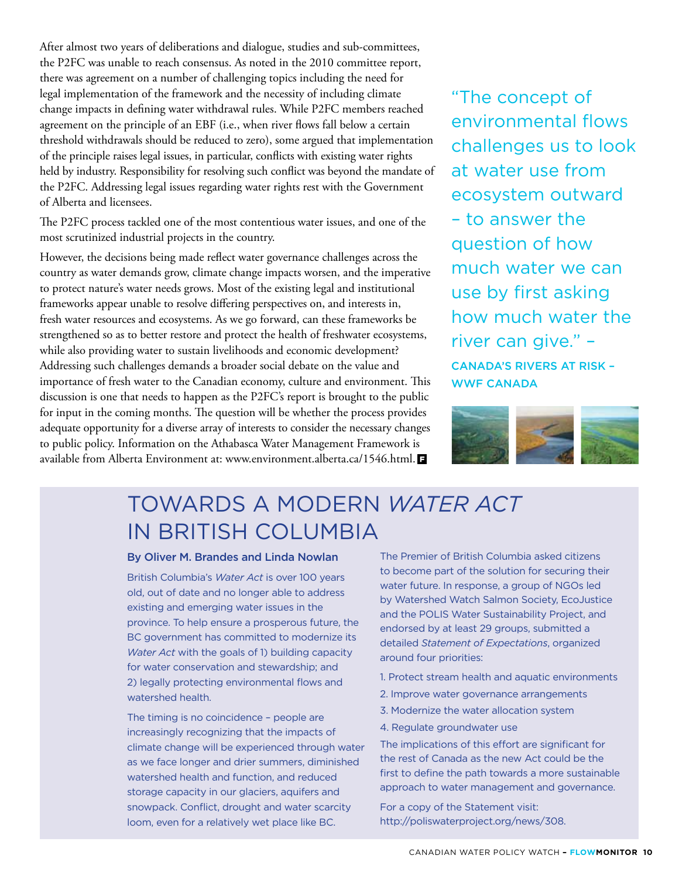After almost two years of deliberations and dialogue, studies and sub-committees, the P2FC was unable to reach consensus. As noted in the 2010 committee report, there was agreement on a number of challenging topics including the need for legal implementation of the framework and the necessity of including climate change impacts in defining water withdrawal rules. While P2FC members reached agreement on the principle of an EBF (i.e., when river flows fall below a certain threshold withdrawals should be reduced to zero), some argued that implementation of the principle raises legal issues, in particular, conflicts with existing water rights held by industry. Responsibility for resolving such conflict was beyond the mandate of the P2FC. Addressing legal issues regarding water rights rest with the Government of Alberta and licensees.

The P2FC process tackled one of the most contentious water issues, and one of the most scrutinized industrial projects in the country.

However, the decisions being made reflect water governance challenges across the country as water demands grow, climate change impacts worsen, and the imperative to protect nature's water needs grows. Most of the existing legal and institutional frameworks appear unable to resolve differing perspectives on, and interests in, fresh water resources and ecosystems. As we go forward, can these frameworks be strengthened so as to better restore and protect the health of freshwater ecosystems, while also providing water to sustain livelihoods and economic development? Addressing such challenges demands a broader social debate on the value and importance of fresh water to the Canadian economy, culture and environment. This discussion is one that needs to happen as the P2FC's report is brought to the public for input in the coming months. The question will be whether the process provides adequate opportunity for a diverse array of interests to consider the necessary changes to public policy. Information on the Athabasca Water Management Framework is available from Alberta Environment at: www.environment.alberta.ca/1546.html.

"The concept of environmental flows challenges us to look at water use from ecosystem outward – to answer the question of how much water we can use by first asking how much water the river can give." –

CANADA'S RIVERS AT RISK – WWF CANADA

## TOWARDS A MODERN *WATER ACT* IN BRITISH COLUMBIA

**By Oliver M. Brandes and Linda Nowlan**

British Columbia's *Water Act* is over 100 years old, out of date and no longer able to address existing and emerging water issues in the province. To help ensure a prosperous future, the BC government has committed to modernize its *Water Act* with the goals of 1) building capacity for water conservation and stewardship; and 2) legally protecting environmental flows and watershed health.

The timing is no coincidence – people are increasingly recognizing that the impacts of climate change will be experienced through water as we face longer and drier summers, diminished watershed health and function, and reduced storage capacity in our glaciers, aquifers and snowpack. Conflict, drought and water scarcity loom, even for a relatively wet place like BC.

The Premier of British Columbia asked citizens to become part of the solution for securing their water future. In response, a group of NGOs led by Watershed Watch Salmon Society, EcoJustice and the POLIS Water Sustainability Project, and endorsed by at least 29 groups, submitted a detailed *Statement of Expectations*, organized around four priorities:

1. Protect stream health and aquatic environments
2. Improve water governance arrangements
3. Modernize the water allocation system
4. Regulate groundwater use

The implications of this effort are significant for the rest of Canada as the new Act could be the first to define the path towards a more sustainable approach to water management and governance.

For a copy of the Statement visit: http://poliswaterproject.org/news/308.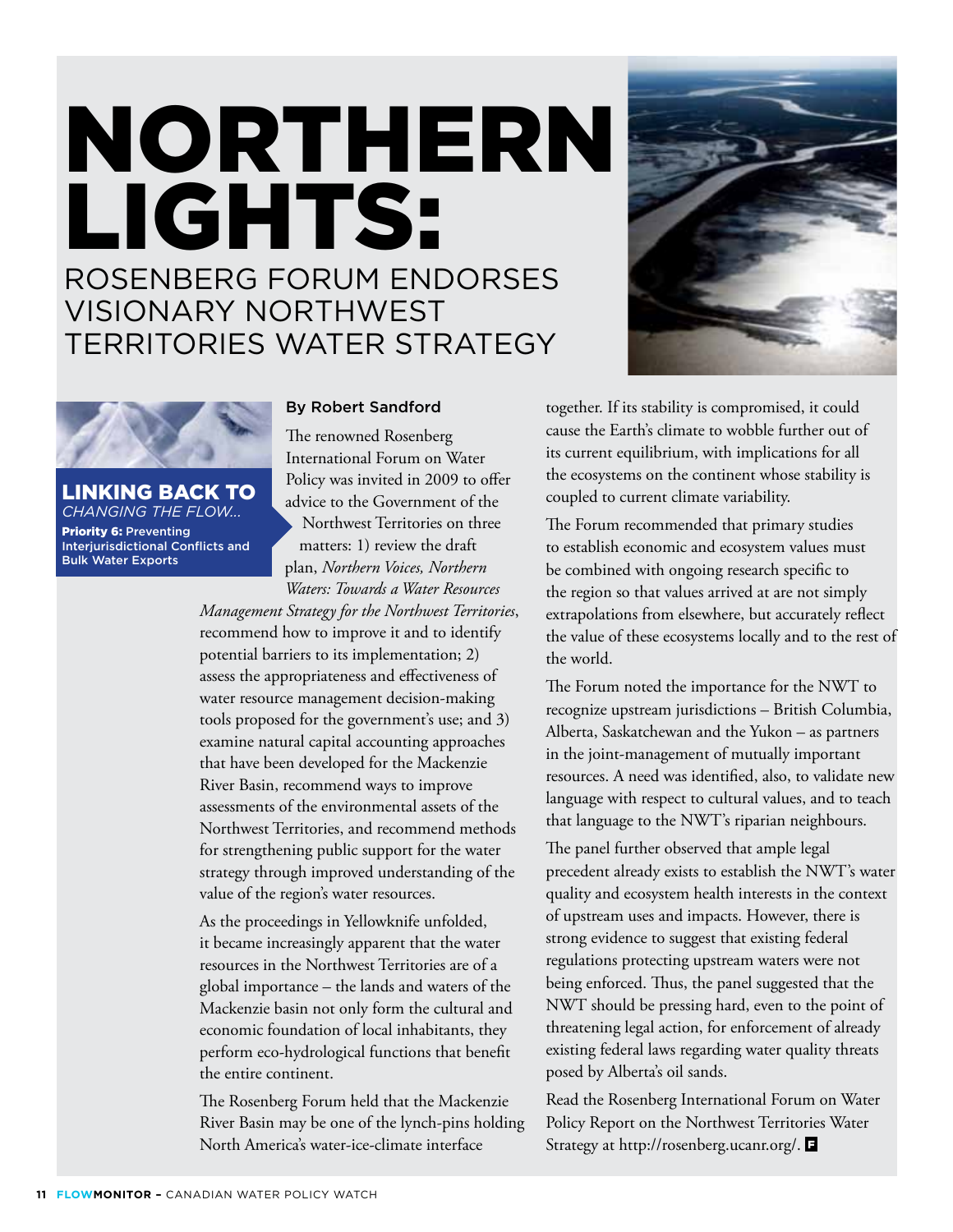# NORTHERN LIGHTS:

## ROSENBERG FORUM ENDORSES VISIONARY NORTHWEST TERRITORIES WATER STRATEGY

**LINKING BACK TO**
*CHANGING THE FLOW...*
**Priority 6:** Preventing Interjurisdictional Conflicts and Bulk Water Exports

**By Robert Sandford**

The renowned Rosenberg International Forum on Water Policy was invited in 2009 to offer advice to the Government of the Northwest Territories on three matters: 1) review the draft plan, *Northern Voices, Northern Waters: Towards a Water Resources Management Strategy for the Northwest Territories*, recommend how to improve it and to identify potential barriers to its implementation; 2) assess the appropriateness and effectiveness of water resource management decision-making tools proposed for the government's use; and 3) examine natural capital accounting approaches that have been developed for the Mackenzie River Basin, recommend ways to improve assessments of the environmental assets of the Northwest Territories, and recommend methods for strengthening public support for the water strategy through improved understanding of the value of the region's water resources.

As the proceedings in Yellowknife unfolded, it became increasingly apparent that the water resources in the Northwest Territories are of a global importance – the lands and waters of the Mackenzie basin not only form the cultural and economic foundation of local inhabitants, they perform eco-hydrological functions that benefit the entire continent.

The Rosenberg Forum held that the Mackenzie River Basin may be one of the lynch-pins holding North America's water-ice-climate interface together. If its stability is compromised, it could cause the Earth's climate to wobble further out of its current equilibrium, with implications for all the ecosystems on the continent whose stability is coupled to current climate variability.

The Forum recommended that primary studies to establish economic and ecosystem values must be combined with ongoing research specific to the region so that values arrived at are not simply extrapolations from elsewhere, but accurately reflect the value of these ecosystems locally and to the rest of the world.

The Forum noted the importance for the NWT to recognize upstream jurisdictions – British Columbia, Alberta, Saskatchewan and the Yukon – as partners in the joint-management of mutually important resources. A need was identified, also, to validate new language with respect to cultural values, and to teach that language to the NWT's riparian neighbours.

The panel further observed that ample legal precedent already exists to establish the NWT's water quality and ecosystem health interests in the context of upstream uses and impacts. However, there is strong evidence to suggest that existing federal regulations protecting upstream waters were not being enforced. Thus, the panel suggested that the NWT should be pressing hard, even to the point of threatening legal action, for enforcement of already existing federal laws regarding water quality threats posed by Alberta's oil sands.

Read the Rosenberg International Forum on Water Policy Report on the Northwest Territories Water Strategy at http://rosenberg.ucanr.org/.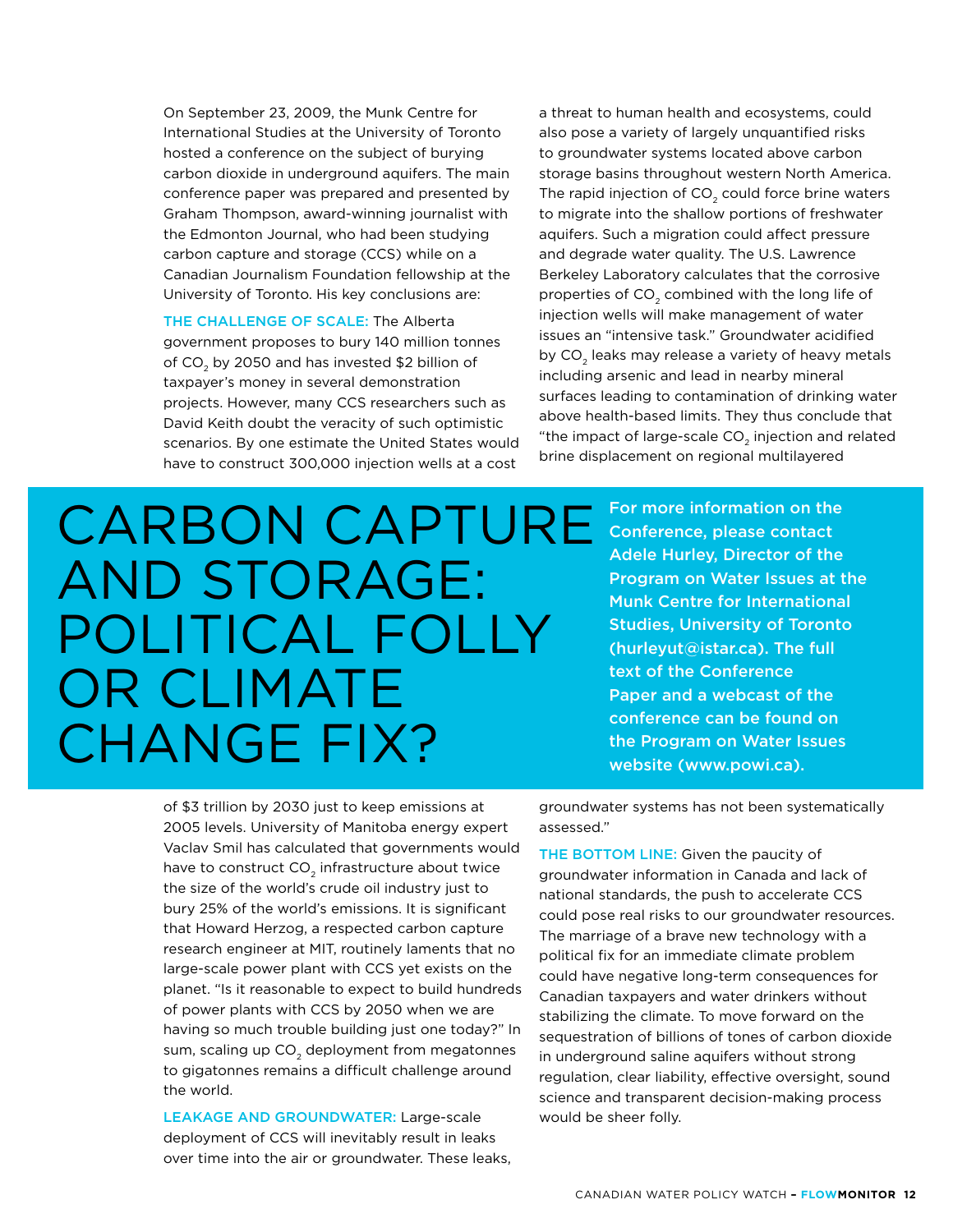# CARBON CAPTURE AND STORAGE: POLITICAL FOLLY OR CLIMATE CHANGE FIX?

On September 23, 2009, the Munk Centre for International Studies at the University of Toronto hosted a conference on the subject of burying carbon dioxide in underground aquifers. The main conference paper was prepared and presented by Graham Thompson, award-winning journalist with the Edmonton Journal, who had been studying carbon capture and storage (CCS) while on a Canadian Journalism Foundation fellowship at the University of Toronto. His key conclusions are:

**THE CHALLENGE OF SCALE:** The Alberta government proposes to bury 140 million tonnes of $CO_2$ by 2050 and has invested $2 billion of taxpayer's money in several demonstration projects. However, many CCS researchers such as David Keith doubt the veracity of such optimistic scenarios. By one estimate the United States would have to construct 300,000 injection wells at a cost of $3 trillion by 2030 just to keep emissions at 2005 levels. University of Manitoba energy expert Vaclav Smil has calculated that governments would have to construct $CO_2$ infrastructure about twice the size of the world's crude oil industry just to bury 25% of the world's emissions. It is significant that Howard Herzog, a respected carbon capture research engineer at MIT, routinely laments that no large-scale power plant with CCS yet exists on the planet. "Is it reasonable to expect to build hundreds of power plants with CCS by 2050 when we are having so much trouble building just one today?" In sum, scaling up $CO_2$ deployment from megatonnes to gigatonnes remains a difficult challenge around the world.

**LEAKAGE AND GROUNDWATER:** Large-scale deployment of CCS will inevitably result in leaks over time into the air or groundwater. These leaks, a threat to human health and ecosystems, could also pose a variety of largely unquantified risks to groundwater systems located above carbon storage basins throughout western North America. The rapid injection of $CO_2$ could force brine waters to migrate into the shallow portions of freshwater aquifers. Such a migration could affect pressure and degrade water quality. The U.S. Lawrence Berkeley Laboratory calculates that the corrosive properties of $CO_2$ combined with the long life of injection wells will make management of water issues an "intensive task." Groundwater acidified by $CO_2$ leaks may release a variety of heavy metals including arsenic and lead in nearby mineral surfaces leading to contamination of drinking water above health-based limits. They thus conclude that "the impact of large-scale $CO_2$ injection and related brine displacement on regional multilayered groundwater systems has not been systematically assessed."

**THE BOTTOM LINE:** Given the paucity of groundwater information in Canada and lack of national standards, the push to accelerate CCS could pose real risks to our groundwater resources. The marriage of a brave new technology with a political fix for an immediate climate problem could have negative long-term consequences for Canadian taxpayers and water drinkers without stabilizing the climate. To move forward on the sequestration of billions of tones of carbon dioxide in underground saline aquifers without strong regulation, clear liability, effective oversight, sound science and transparent decision-making process would be sheer folly.

**For more information on the Conference, please contact Adele Hurley, Director of the Program on Water Issues at the Munk Centre for International Studies, University of Toronto (hurleyut@istar.ca). The full text of the Conference Paper and a webcast of the conference can be found on the Program on Water Issues website (www.powi.ca).**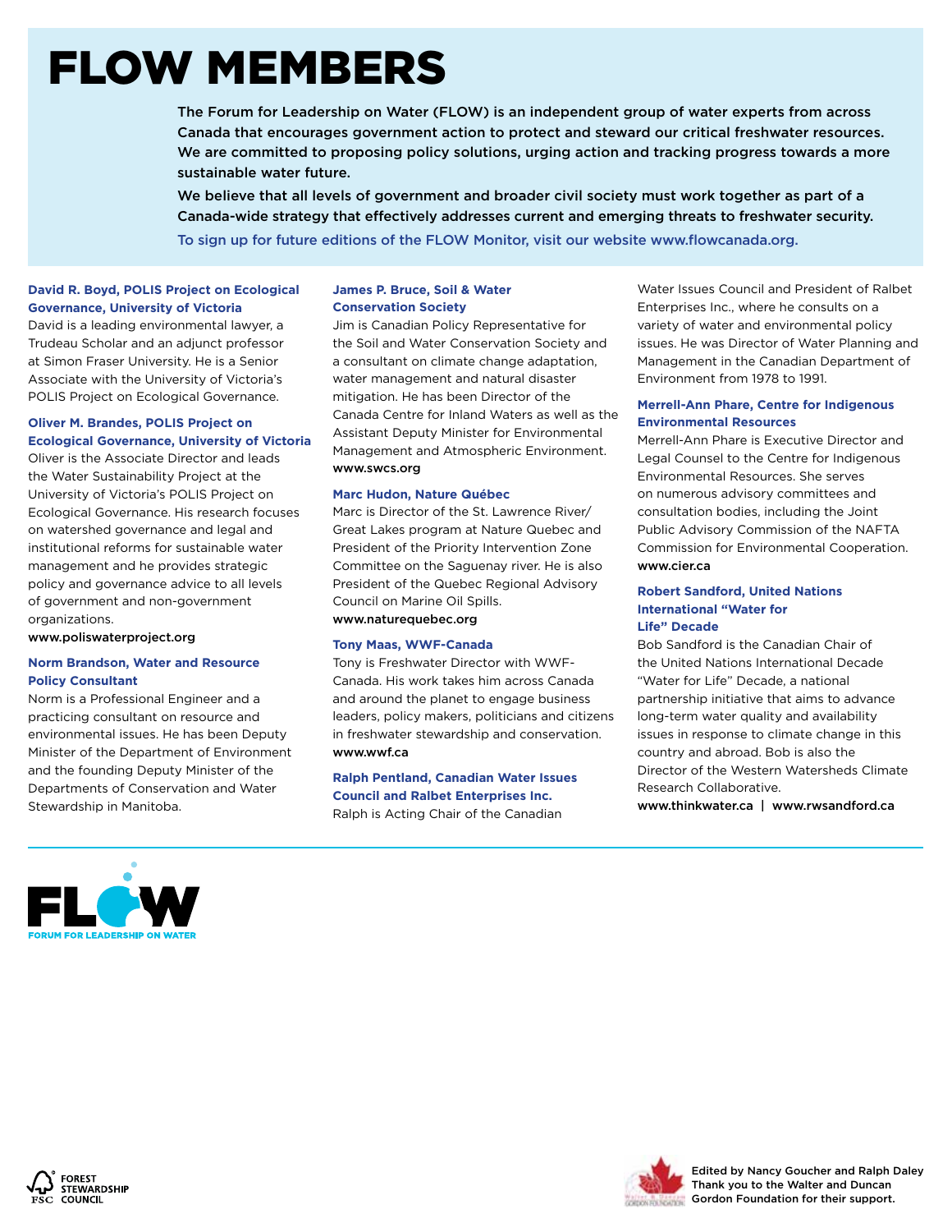# FLOW MEMBERS

**The Forum for Leadership on Water (FLOW) is an independent group of water experts from across Canada that encourages government action to protect and steward our critical freshwater resources. We are committed to proposing policy solutions, urging action and tracking progress towards a more sustainable water future.**

**We believe that all levels of government and broader civil society must work together as part of a Canada-wide strategy that effectively addresses current and emerging threats to freshwater security.**

To sign up for future editions of the FLOW Monitor, visit our website www.flowcanada.org.

**David R. Boyd, POLIS Project on Ecological Governance, University of Victoria**
David is a leading environmental lawyer, a Trudeau Scholar and an adjunct professor at Simon Fraser University. He is a Senior Associate with the University of Victoria's POLIS Project on Ecological Governance.

**Oliver M. Brandes, POLIS Project on Ecological Governance, University of Victoria**
Oliver is the Associate Director and leads the Water Sustainability Project at the University of Victoria's POLIS Project on Ecological Governance. His research focuses on watershed governance and legal and institutional reforms for sustainable water management and he provides strategic policy and governance advice to all levels of government and non-government organizations.
www.poliswaterproject.org

**Norm Brandson, Water and Resource Policy Consultant**
Norm is a Professional Engineer and a practicing consultant on resource and environmental issues. He has been Deputy Minister of the Department of Environment and the founding Deputy Minister of the Departments of Conservation and Water Stewardship in Manitoba.

**James P. Bruce, Soil & Water Conservation Society**
Jim is Canadian Policy Representative for the Soil and Water Conservation Society and a consultant on climate change adaptation, water management and natural disaster mitigation. He has been Director of the Canada Centre for Inland Waters as well as the Assistant Deputy Minister for Environmental Management and Atmospheric Environment.
www.swcs.org

**Marc Hudon, Nature Québec**
Marc is Director of the St. Lawrence River/Great Lakes program at Nature Quebec and President of the Priority Intervention Zone Committee on the Saguenay river. He is also President of the Quebec Regional Advisory Council on Marine Oil Spills.
www.naturequebec.org

**Tony Maas, WWF-Canada**
Tony is Freshwater Director with WWF-Canada. His work takes him across Canada and around the planet to engage business leaders, policy makers, politicians and citizens in freshwater stewardship and conservation.
www.wwf.ca

**Ralph Pentland, Canadian Water Issues Council and Ralbet Enterprises Inc.**
Ralph is Acting Chair of the Canadian Water Issues Council and President of Ralbet Enterprises Inc., where he consults on a variety of water and environmental policy issues. He was Director of Water Planning and Management in the Canadian Department of Environment from 1978 to 1991.

**Merrell-Ann Phare, Centre for Indigenous Environmental Resources**
Merrell-Ann Phare is Executive Director and Legal Counsel to the Centre for Indigenous Environmental Resources. She serves on numerous advisory committees and consultation bodies, including the Joint Public Advisory Commission of the NAFTA Commission for Environmental Cooperation.
www.cier.ca

**Robert Sandford, United Nations International "Water for Life" Decade**
Bob Sandford is the Canadian Chair of the United Nations International Decade "Water for Life" Decade, a national partnership initiative that aims to advance long-term water quality and availability issues in response to climate change in this country and abroad. Bob is also the Director of the Western Watersheds Climate Research Collaborative.
www.thinkwater.ca | www.rwsandford.ca

FLOW
FORUM FOR LEADERSHIP ON WATER

FSC FOREST STEWARDSHIP COUNCIL

Edited by Nancy Goucher and Ralph Daley
Thank you to the Walter and Duncan Gordon Foundation for their support.